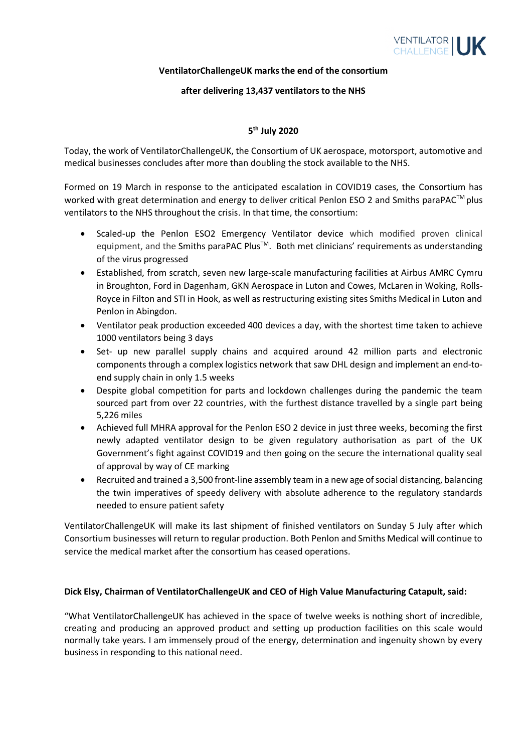VENTILATOR CHALLENGE UK

**VentilatorChallengeUK marks the end of the consortium**

**after delivering 13,437 ventilators to the NHS**

**5th July 2020**

Today, the work of VentilatorChallengeUK, the Consortium of UK aerospace, motorsport, automotive and medical businesses concludes after more than doubling the stock available to the NHS.

Formed on 19 March in response to the anticipated escalation in COVID19 cases, the Consortium has worked with great determination and energy to deliver critical Penlon ESO 2 and Smiths paraPAC™ plus ventilators to the NHS throughout the crisis. In that time, the consortium:

- Scaled-up the Penlon ESO2 Emergency Ventilator device which modified proven clinical equipment, and the Smiths paraPAC Plus™. Both met clinicians' requirements as understanding of the virus progressed
- Established, from scratch, seven new large-scale manufacturing facilities at Airbus AMRC Cymru in Broughton, Ford in Dagenham, GKN Aerospace in Luton and Cowes, McLaren in Woking, Rolls-Royce in Filton and STI in Hook, as well as restructuring existing sites Smiths Medical in Luton and Penlon in Abingdon.
- Ventilator peak production exceeded 400 devices a day, with the shortest time taken to achieve 1000 ventilators being 3 days
- Set- up new parallel supply chains and acquired around 42 million parts and electronic components through a complex logistics network that saw DHL design and implement an end-to-end supply chain in only 1.5 weeks
- Despite global competition for parts and lockdown challenges during the pandemic the team sourced part from over 22 countries, with the furthest distance travelled by a single part being 5,226 miles
- Achieved full MHRA approval for the Penlon ESO 2 device in just three weeks, becoming the first newly adapted ventilator design to be given regulatory authorisation as part of the UK Government's fight against COVID19 and then going on the secure the international quality seal of approval by way of CE marking
- Recruited and trained a 3,500 front-line assembly team in a new age of social distancing, balancing the twin imperatives of speedy delivery with absolute adherence to the regulatory standards needed to ensure patient safety

VentilatorChallengeUK will make its last shipment of finished ventilators on Sunday 5 July after which Consortium businesses will return to regular production. Both Penlon and Smiths Medical will continue to service the medical market after the consortium has ceased operations.

**Dick Elsy, Chairman of VentilatorChallengeUK and CEO of High Value Manufacturing Catapult, said:**

"What VentilatorChallengeUK has achieved in the space of twelve weeks is nothing short of incredible, creating and producing an approved product and setting up production facilities on this scale would normally take years. I am immensely proud of the energy, determination and ingenuity shown by every business in responding to this national need.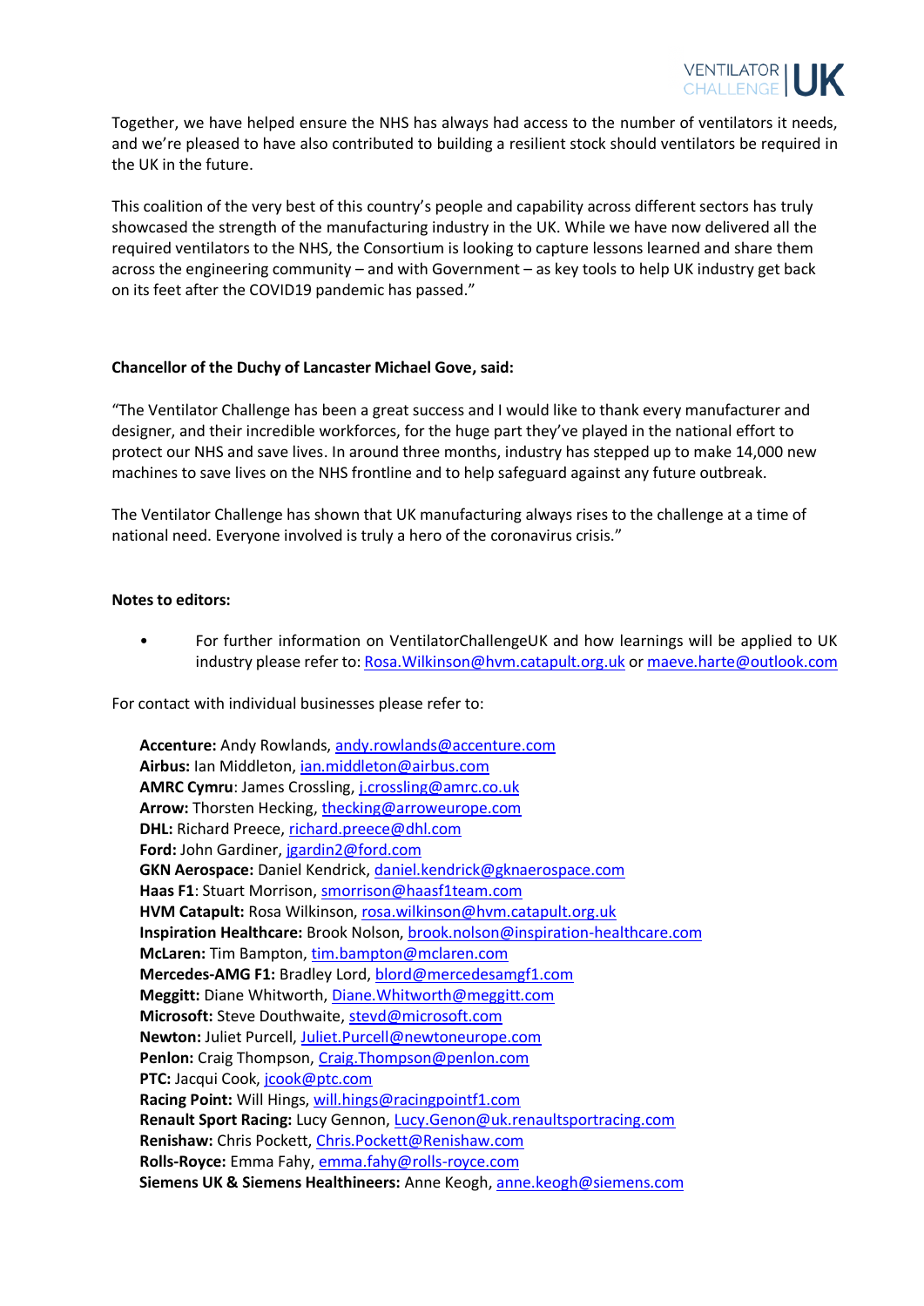Together, we have helped ensure the NHS has always had access to the number of ventilators it needs, and we're pleased to have also contributed to building a resilient stock should ventilators be required in the UK in the future.

This coalition of the very best of this country's people and capability across different sectors has truly showcased the strength of the manufacturing industry in the UK. While we have now delivered all the required ventilators to the NHS, the Consortium is looking to capture lessons learned and share them across the engineering community – and with Government – as key tools to help UK industry get back on its feet after the COVID19 pandemic has passed."

**Chancellor of the Duchy of Lancaster Michael Gove, said:**

"The Ventilator Challenge has been a great success and I would like to thank every manufacturer and designer, and their incredible workforces, for the huge part they've played in the national effort to protect our NHS and save lives. In around three months, industry has stepped up to make 14,000 new machines to save lives on the NHS frontline and to help safeguard against any future outbreak.

The Ventilator Challenge has shown that UK manufacturing always rises to the challenge at a time of national need. Everyone involved is truly a hero of the coronavirus crisis."

**Notes to editors:**

- For further information on VentilatorChallengeUK and how learnings will be applied to UK industry please refer to: Rosa.Wilkinson@hvm.catapult.org.uk or maeve.harte@outlook.com

For contact with individual businesses please refer to:

**Accenture:** Andy Rowlands, andy.rowlands@accenture.com
**Airbus:** Ian Middleton, ian.middleton@airbus.com
**AMRC Cymru**: James Crossling, j.crossling@amrc.co.uk
**Arrow:** Thorsten Hecking, thecking@arroweurope.com
**DHL:** Richard Preece, richard.preece@dhl.com
**Ford:** John Gardiner, jgardin2@ford.com
**GKN Aerospace:** Daniel Kendrick, daniel.kendrick@gknaerospace.com
**Haas F1**: Stuart Morrison, smorrison@haasf1team.com
**HVM Catapult:** Rosa Wilkinson, rosa.wilkinson@hvm.catapult.org.uk
**Inspiration Healthcare:** Brook Nolson, brook.nolson@inspiration-healthcare.com
**McLaren:** Tim Bampton, tim.bampton@mclaren.com
**Mercedes-AMG F1:** Bradley Lord, blord@mercedesamgf1.com
**Meggitt:** Diane Whitworth, Diane.Whitworth@meggitt.com
**Microsoft:** Steve Douthwaite, stevd@microsoft.com
**Newton:** Juliet Purcell, Juliet.Purcell@newtoneurope.com
**Penlon:** Craig Thompson, Craig.Thompson@penlon.com
**PTC:** Jacqui Cook, jcook@ptc.com
**Racing Point:** Will Hings, will.hings@racingpointf1.com
**Renault Sport Racing:** Lucy Gennon, Lucy.Genon@uk.renaultsportracing.com
**Renishaw:** Chris Pockett, Chris.Pockett@Renishaw.com
**Rolls-Royce:** Emma Fahy, emma.fahy@rolls-royce.com
**Siemens UK & Siemens Healthineers:** Anne Keogh, anne.keogh@siemens.com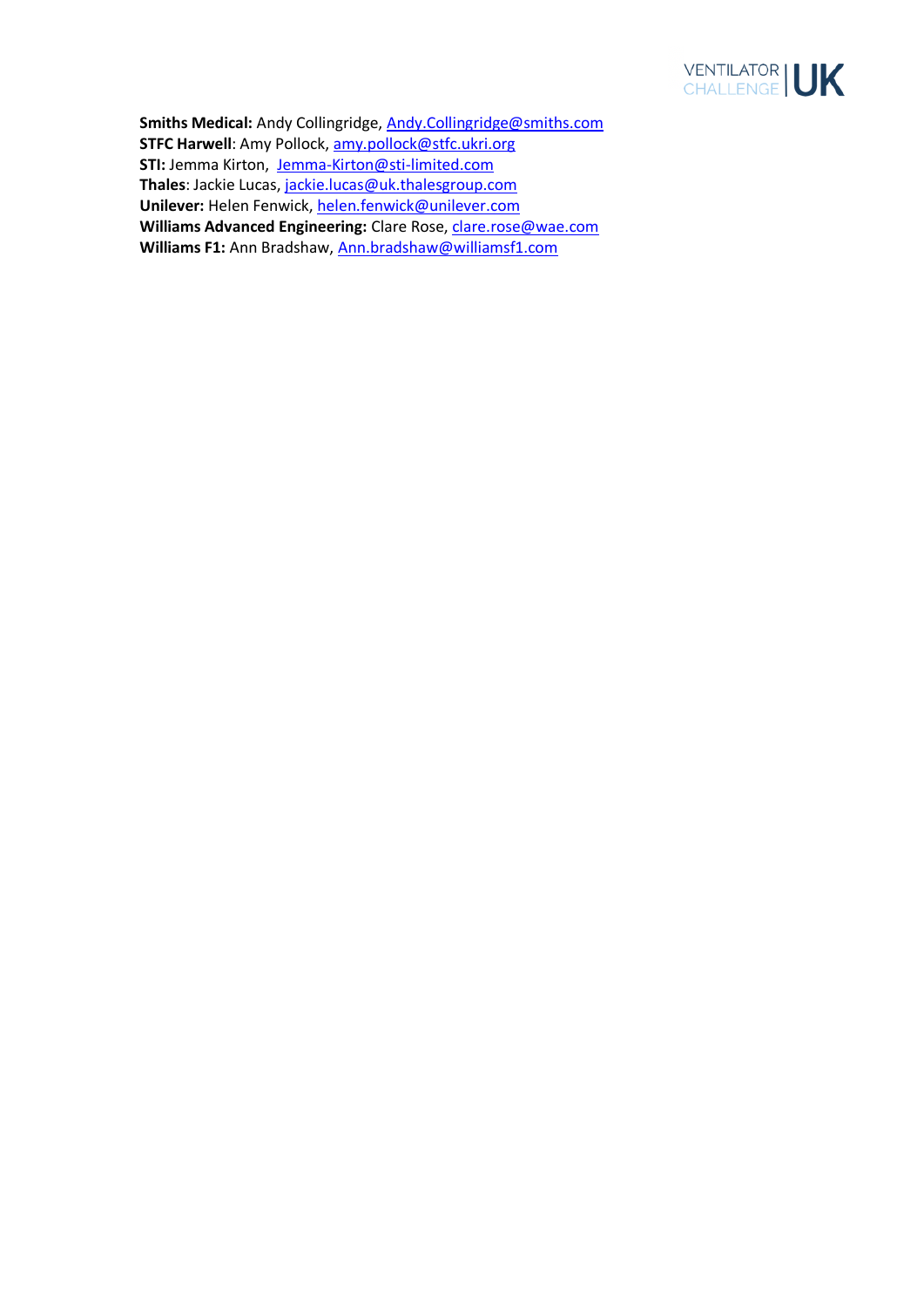**Smiths Medical:** Andy Collingridge, Andy.Collingridge@smiths.com
**STFC Harwell**: Amy Pollock, amy.pollock@stfc.ukri.org
**STI:** Jemma Kirton, Jemma-Kirton@sti-limited.com
**Thales**: Jackie Lucas, jackie.lucas@uk.thalesgroup.com
**Unilever:** Helen Fenwick, helen.fenwick@unilever.com
**Williams Advanced Engineering:** Clare Rose, clare.rose@wae.com
**Williams F1:** Ann Bradshaw, Ann.bradshaw@williamsf1.com